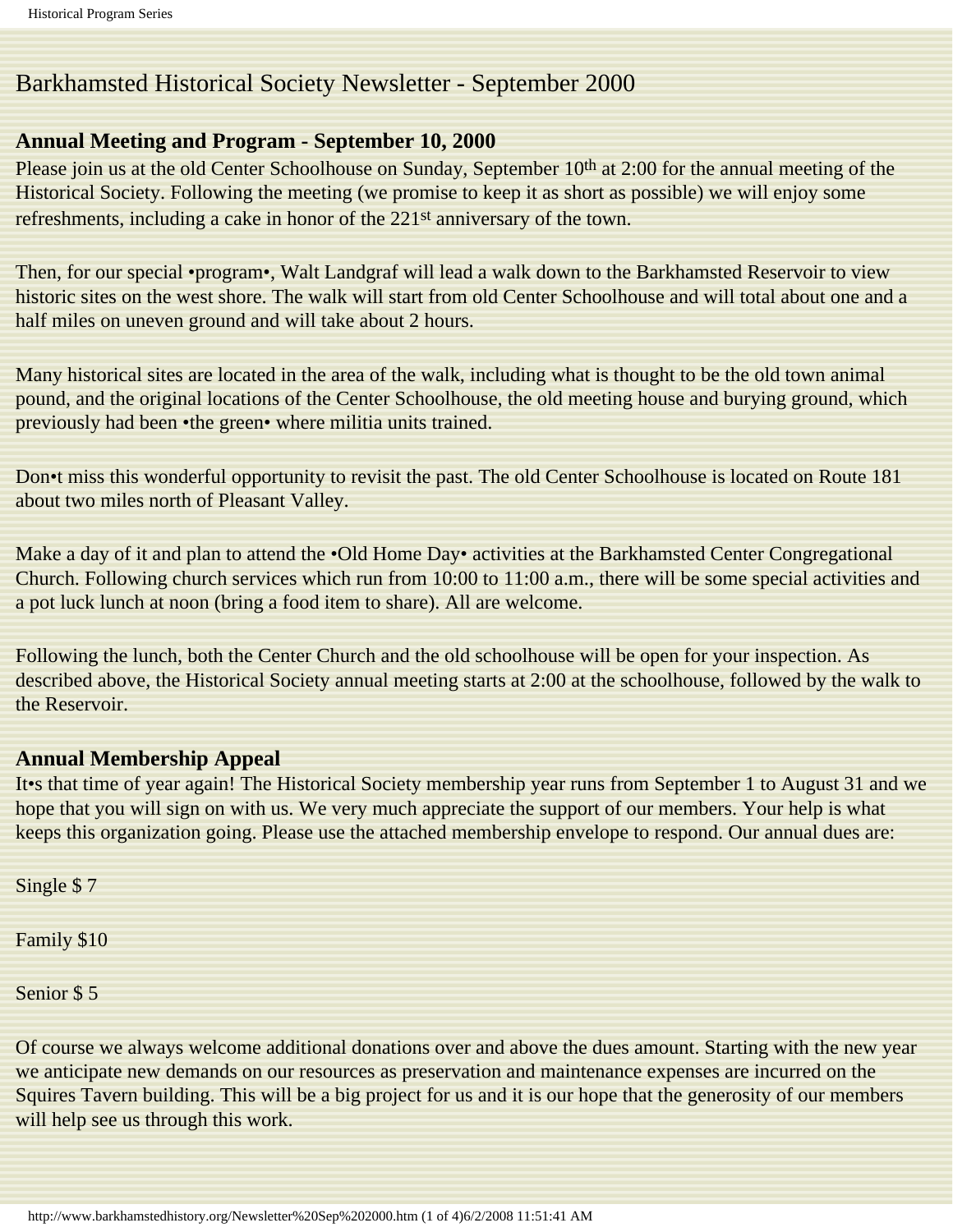# Barkhamsted Historical Society Newsletter - September 2000

## Annual Meeting and Program - September 10, 2000

Please join us at the old Center Schoolhouse on Sunday, September 10th at 2:00 for the annual meeting of the Historical Society. Following the meeting (we promise to keep it as short as possible) we will enjoy some refreshments, including a cake in honor of the 221st anniversary of the town.

Then, for our special •program•, Walt Landgraf will lead a walk down to the Barkhamsted Reservoir to view historic sites on the west shore. The walk will start from old Center Schoolhouse and will total about one and a half miles on uneven ground and will take about 2 hours.

Many historical sites are located in the area of the walk, including what is thought to be the old town animal pound, and the original locations of the Center Schoolhouse, the old meeting house and burying ground, which previously had been •the green• where militia units trained.

Don•t miss this wonderful opportunity to revisit the past. The old Center Schoolhouse is located on Route 181 about two miles north of Pleasant Valley.

Make a day of it and plan to attend the •Old Home Day• activities at the Barkhamsted Center Congregational Church. Following church services which run from 10:00 to 11:00 a.m., there will be some special activities and a pot luck lunch at noon (bring a food item to share). All are welcome.

Following the lunch, both the Center Church and the old schoolhouse will be open for your inspection. As described above, the Historical Society annual meeting starts at 2:00 at the schoolhouse, followed by the walk to the Reservoir.

## Annual Membership Appeal

It•s that time of year again! The Historical Society membership year runs from September 1 to August 31 and we hope that you will sign on with us. We very much appreciate the support of our members. Your help is what keeps this organization going. Please use the attached membership envelope to respond. Our annual dues are:

Single $ 7

Family $10

Senior $ 5

Of course we always welcome additional donations over and above the dues amount. Starting with the new year we anticipate new demands on our resources as preservation and maintenance expenses are incurred on the Squires Tavern building. This will be a big project for us and it is our hope that the generosity of our members will help see us through this work.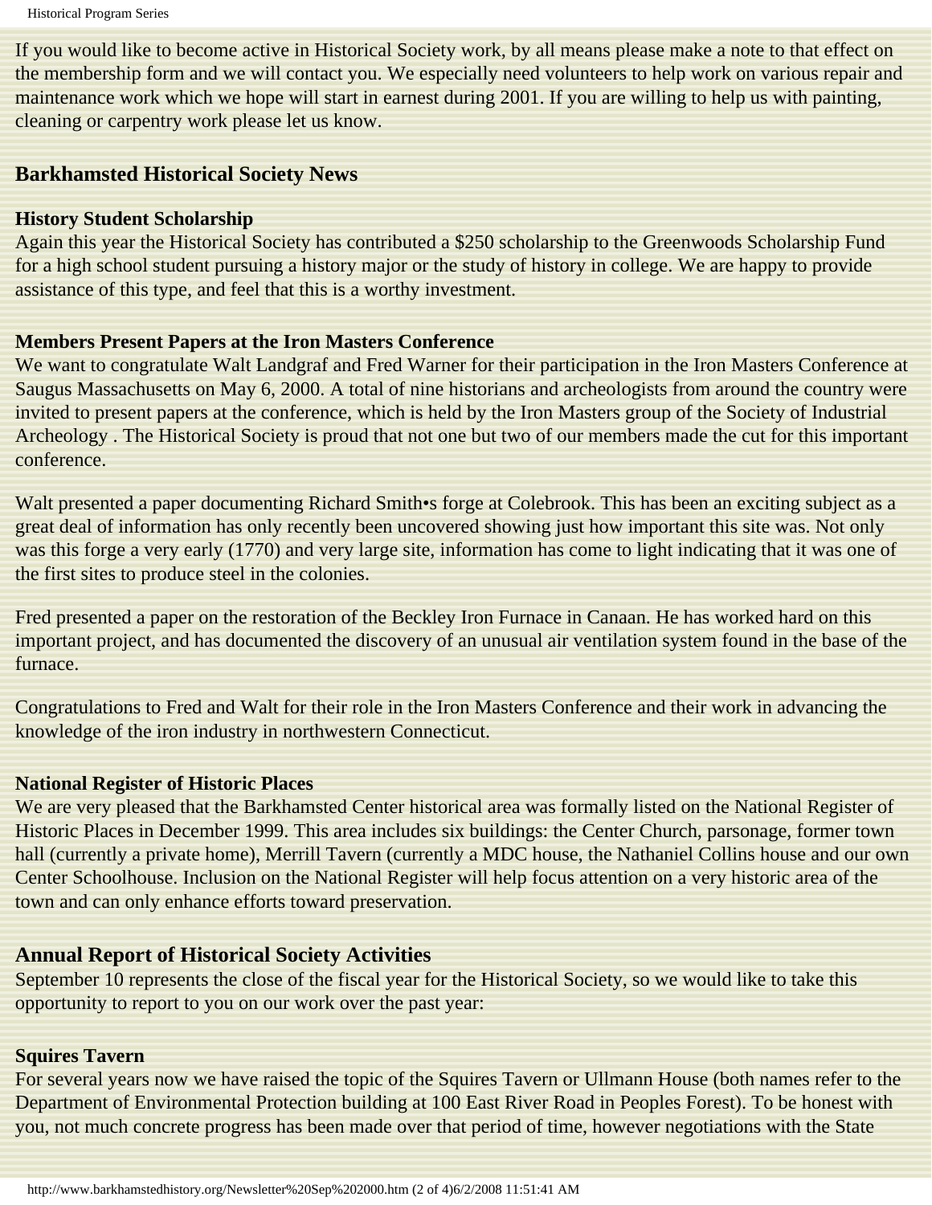If you would like to become active in Historical Society work, by all means please make a note to that effect on the membership form and we will contact you. We especially need volunteers to help work on various repair and maintenance work which we hope will start in earnest during 2001. If you are willing to help us with painting, cleaning or carpentry work please let us know.

## Barkhamsted Historical Society News

**History Student Scholarship**
Again this year the Historical Society has contributed a $250 scholarship to the Greenwoods Scholarship Fund for a high school student pursuing a history major or the study of history in college. We are happy to provide assistance of this type, and feel that this is a worthy investment.

**Members Present Papers at the Iron Masters Conference**
We want to congratulate Walt Landgraf and Fred Warner for their participation in the Iron Masters Conference at Saugus Massachusetts on May 6, 2000. A total of nine historians and archeologists from around the country were invited to present papers at the conference, which is held by the Iron Masters group of the Society of Industrial Archeology . The Historical Society is proud that not one but two of our members made the cut for this important conference.

Walt presented a paper documenting Richard Smith•s forge at Colebrook. This has been an exciting subject as a great deal of information has only recently been uncovered showing just how important this site was. Not only was this forge a very early (1770) and very large site, information has come to light indicating that it was one of the first sites to produce steel in the colonies.

Fred presented a paper on the restoration of the Beckley Iron Furnace in Canaan. He has worked hard on this important project, and has documented the discovery of an unusual air ventilation system found in the base of the furnace.

Congratulations to Fred and Walt for their role in the Iron Masters Conference and their work in advancing the knowledge of the iron industry in northwestern Connecticut.

**National Register of Historic Places**
We are very pleased that the Barkhamsted Center historical area was formally listed on the National Register of Historic Places in December 1999. This area includes six buildings: the Center Church, parsonage, former town hall (currently a private home), Merrill Tavern (currently a MDC house, the Nathaniel Collins house and our own Center Schoolhouse. Inclusion on the National Register will help focus attention on a very historic area of the town and can only enhance efforts toward preservation.

## Annual Report of Historical Society Activities

September 10 represents the close of the fiscal year for the Historical Society, so we would like to take this opportunity to report to you on our work over the past year:

**Squires Tavern**
For several years now we have raised the topic of the Squires Tavern or Ullmann House (both names refer to the Department of Environmental Protection building at 100 East River Road in Peoples Forest). To be honest with you, not much concrete progress has been made over that period of time, however negotiations with the State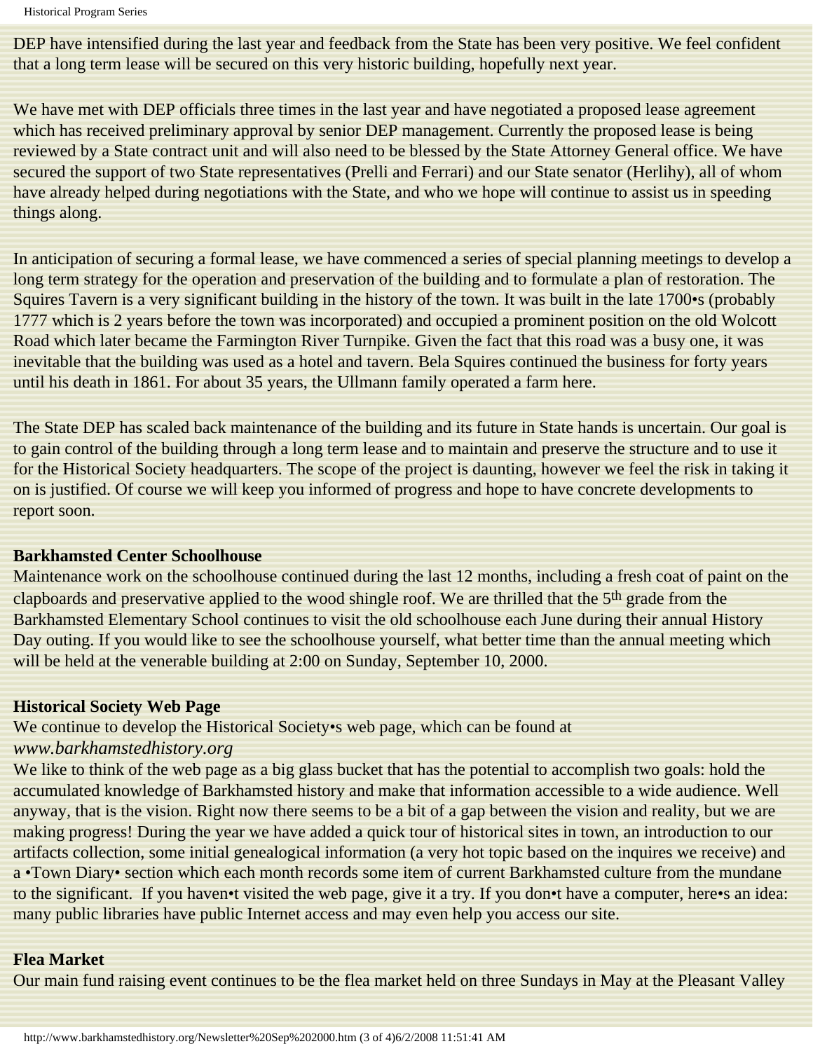DEP have intensified during the last year and feedback from the State has been very positive. We feel confident that a long term lease will be secured on this very historic building, hopefully next year.

We have met with DEP officials three times in the last year and have negotiated a proposed lease agreement which has received preliminary approval by senior DEP management. Currently the proposed lease is being reviewed by a State contract unit and will also need to be blessed by the State Attorney General office. We have secured the support of two State representatives (Prelli and Ferrari) and our State senator (Herlihy), all of whom have already helped during negotiations with the State, and who we hope will continue to assist us in speeding things along.

In anticipation of securing a formal lease, we have commenced a series of special planning meetings to develop a long term strategy for the operation and preservation of the building and to formulate a plan of restoration. The Squires Tavern is a very significant building in the history of the town. It was built in the late 1700•s (probably 1777 which is 2 years before the town was incorporated) and occupied a prominent position on the old Wolcott Road which later became the Farmington River Turnpike. Given the fact that this road was a busy one, it was inevitable that the building was used as a hotel and tavern. Bela Squires continued the business for forty years until his death in 1861. For about 35 years, the Ullmann family operated a farm here.

The State DEP has scaled back maintenance of the building and its future in State hands is uncertain. Our goal is to gain control of the building through a long term lease and to maintain and preserve the structure and to use it for the Historical Society headquarters. The scope of the project is daunting, however we feel the risk in taking it on is justified. Of course we will keep you informed of progress and hope to have concrete developments to report soon.

**Barkhamsted Center Schoolhouse**

Maintenance work on the schoolhouse continued during the last 12 months, including a fresh coat of paint on the clapboards and preservative applied to the wood shingle roof. We are thrilled that the 5th grade from the Barkhamsted Elementary School continues to visit the old schoolhouse each June during their annual History Day outing. If you would like to see the schoolhouse yourself, what better time than the annual meeting which will be held at the venerable building at 2:00 on Sunday, September 10, 2000.

**Historical Society Web Page**

We continue to develop the Historical Society•s web page, which can be found at
*www.barkhamstedhistory.org*

We like to think of the web page as a big glass bucket that has the potential to accomplish two goals: hold the accumulated knowledge of Barkhamsted history and make that information accessible to a wide audience. Well anyway, that is the vision. Right now there seems to be a bit of a gap between the vision and reality, but we are making progress! During the year we have added a quick tour of historical sites in town, an introduction to our artifacts collection, some initial genealogical information (a very hot topic based on the inquires we receive) and a •Town Diary• section which each month records some item of current Barkhamsted culture from the mundane to the significant. If you haven•t visited the web page, give it a try. If you don•t have a computer, here•s an idea: many public libraries have public Internet access and may even help you access our site.

**Flea Market**

Our main fund raising event continues to be the flea market held on three Sundays in May at the Pleasant Valley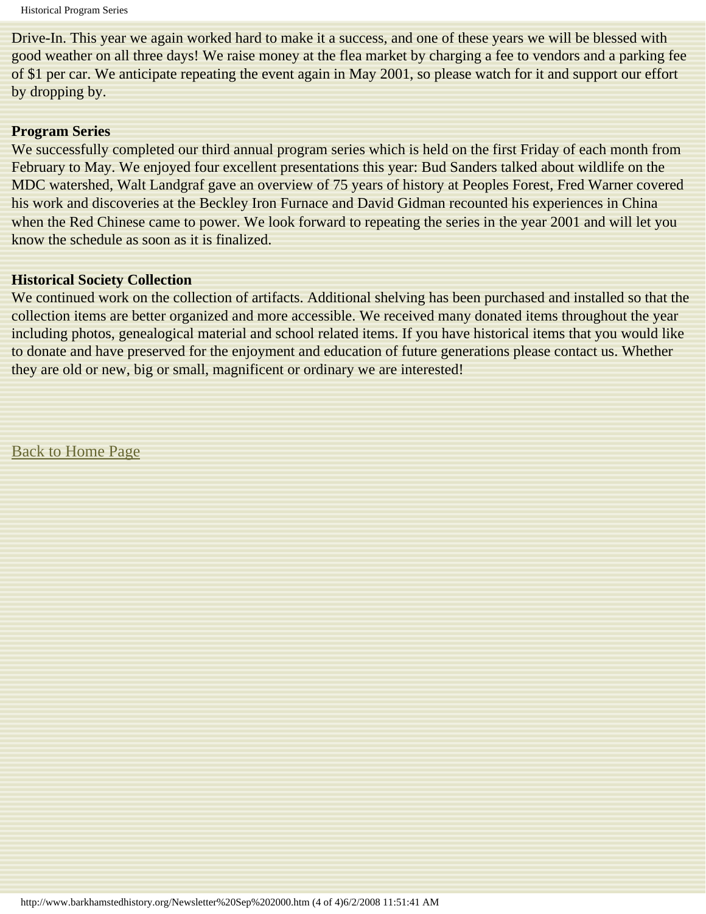Drive-In. This year we again worked hard to make it a success, and one of these years we will be blessed with good weather on all three days! We raise money at the flea market by charging a fee to vendors and a parking fee of $1 per car. We anticipate repeating the event again in May 2001, so please watch for it and support our effort by dropping by.

**Program Series**

We successfully completed our third annual program series which is held on the first Friday of each month from February to May. We enjoyed four excellent presentations this year: Bud Sanders talked about wildlife on the MDC watershed, Walt Landgraf gave an overview of 75 years of history at Peoples Forest, Fred Warner covered his work and discoveries at the Beckley Iron Furnace and David Gidman recounted his experiences in China when the Red Chinese came to power. We look forward to repeating the series in the year 2001 and will let you know the schedule as soon as it is finalized.

**Historical Society Collection**

We continued work on the collection of artifacts. Additional shelving has been purchased and installed so that the collection items are better organized and more accessible. We received many donated items throughout the year including photos, genealogical material and school related items. If you have historical items that you would like to donate and have preserved for the enjoyment and education of future generations please contact us. Whether they are old or new, big or small, magnificent or ordinary we are interested!

Back to Home Page